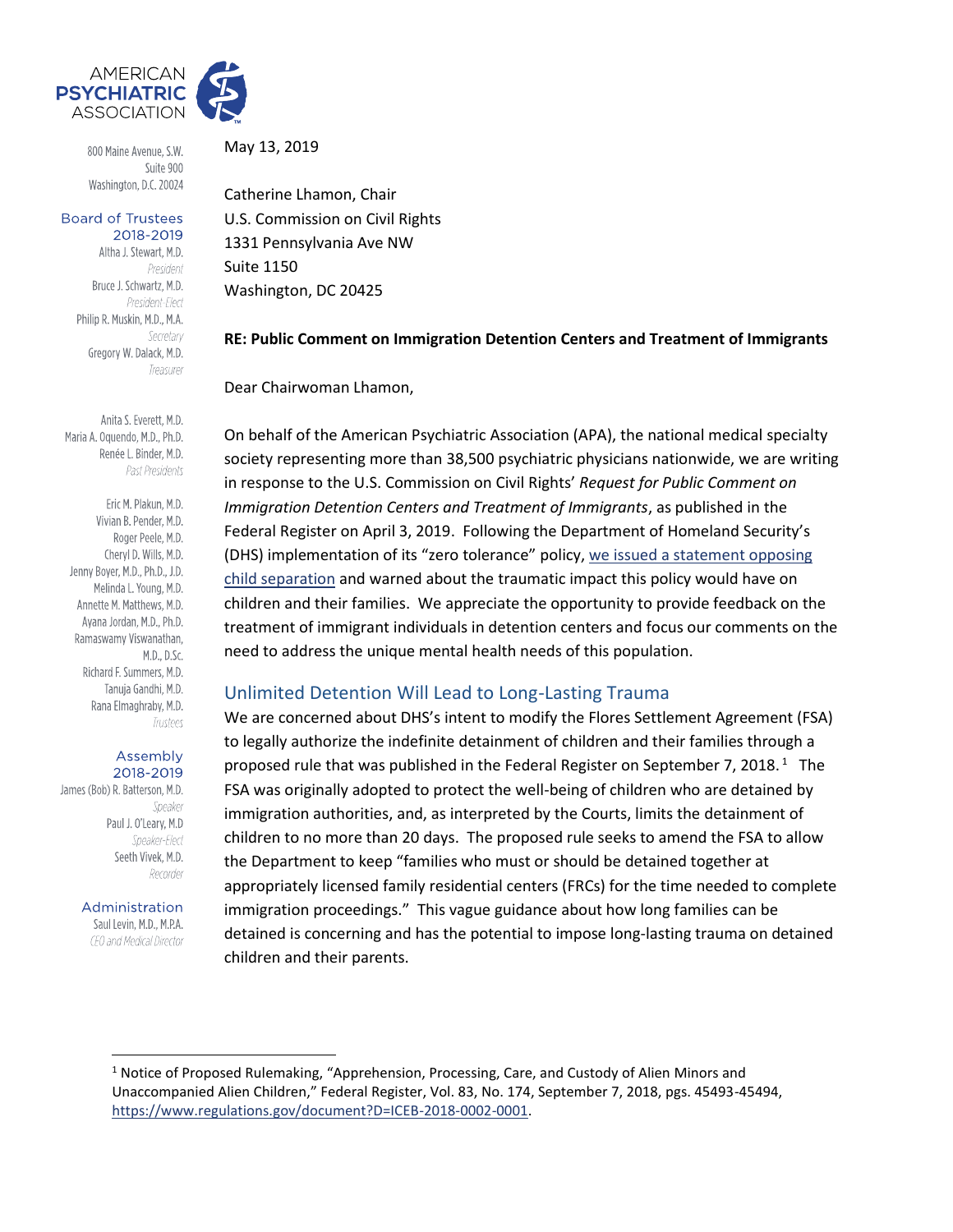AMERICAN PSYCHIATRIC ASSOCIATION

800 Maine Avenue, S.W.
Suite 900
Washington, D.C. 20024

**Board of Trustees 2018-2019**

Altha J. Stewart, M.D.
*President*
Bruce J. Schwartz, M.D.
*President-Elect*
Philip R. Muskin, M.D., M.A.
*Secretary*
Gregory W. Dalack, M.D.
*Treasurer*

Anita S. Everett, M.D.
Maria A. Oquendo, M.D., Ph.D.
Renée L. Binder, M.D.
*Past Presidents*

Eric M. Plakun, M.D.
Vivian B. Pender, M.D.
Roger Peele, M.D.
Cheryl D. Wills, M.D.
Jenny Boyer, M.D., Ph.D., J.D.
Melinda L. Young, M.D.
Annette M. Matthews, M.D.
Ayana Jordan, M.D., Ph.D.
Ramaswamy Viswanathan, M.D., D.Sc.
Richard F. Summers, M.D.
Tanuja Gandhi, M.D.
Rana Elmaghraby, M.D.
*Trustees*

**Assembly 2018-2019**

James (Bob) R. Batterson, M.D.
*Speaker*
Paul J. O'Leary, M.D
*Speaker-Elect*
Seeth Vivek, M.D.
*Recorder*

**Administration**

Saul Levin, M.D., M.P.A.
*CEO and Medical Director*

May 13, 2019

Catherine Lhamon, Chair
U.S. Commission on Civil Rights
1331 Pennsylvania Ave NW
Suite 1150
Washington, DC 20425

**RE: Public Comment on Immigration Detention Centers and Treatment of Immigrants**

Dear Chairwoman Lhamon,

On behalf of the American Psychiatric Association (APA), the national medical specialty society representing more than 38,500 psychiatric physicians nationwide, we are writing in response to the U.S. Commission on Civil Rights' *Request for Public Comment on Immigration Detention Centers and Treatment of Immigrants*, as published in the Federal Register on April 3, 2019. Following the Department of Homeland Security's (DHS) implementation of its "zero tolerance" policy, we issued a statement opposing child separation and warned about the traumatic impact this policy would have on children and their families. We appreciate the opportunity to provide feedback on the treatment of immigrant individuals in detention centers and focus our comments on the need to address the unique mental health needs of this population.

## Unlimited Detention Will Lead to Long-Lasting Trauma

We are concerned about DHS's intent to modify the Flores Settlement Agreement (FSA) to legally authorize the indefinite detainment of children and their families through a proposed rule that was published in the Federal Register on September 7, 2018.[1] The FSA was originally adopted to protect the well-being of children who are detained by immigration authorities, and, as interpreted by the Courts, limits the detainment of children to no more than 20 days. The proposed rule seeks to amend the FSA to allow the Department to keep "families who must or should be detained together at appropriately licensed family residential centers (FRCs) for the time needed to complete immigration proceedings." This vague guidance about how long families can be detained is concerning and has the potential to impose long-lasting trauma on detained children and their parents.

[1] Notice of Proposed Rulemaking, "Apprehension, Processing, Care, and Custody of Alien Minors and Unaccompanied Alien Children," Federal Register, Vol. 83, No. 174, September 7, 2018, pgs. 45493-45494, https://www.regulations.gov/document?D=ICEB-2018-0002-0001.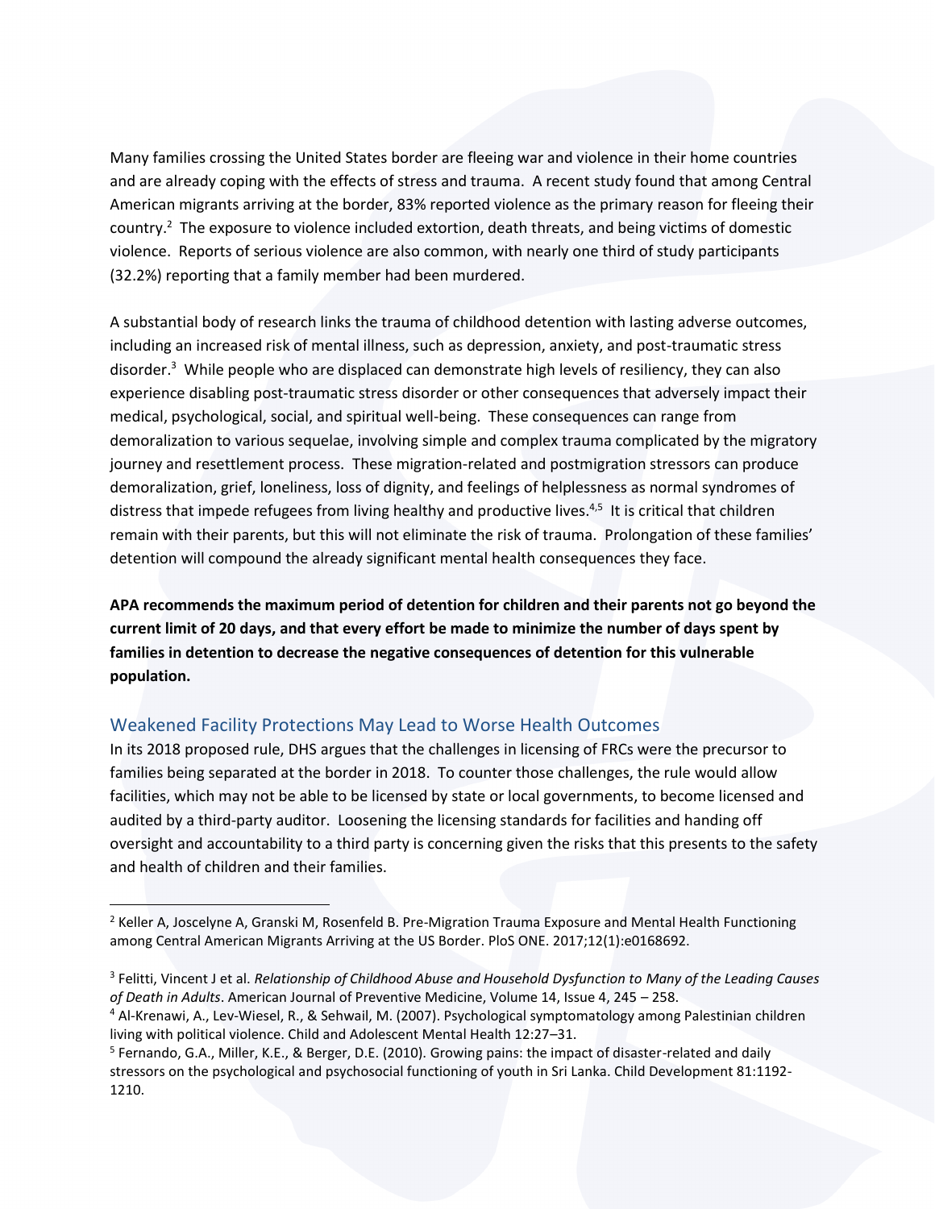Many families crossing the United States border are fleeing war and violence in their home countries and are already coping with the effects of stress and trauma. A recent study found that among Central American migrants arriving at the border, 83% reported violence as the primary reason for fleeing their country.[2] The exposure to violence included extortion, death threats, and being victims of domestic violence. Reports of serious violence are also common, with nearly one third of study participants (32.2%) reporting that a family member had been murdered.

A substantial body of research links the trauma of childhood detention with lasting adverse outcomes, including an increased risk of mental illness, such as depression, anxiety, and post-traumatic stress disorder.[3] While people who are displaced can demonstrate high levels of resiliency, they can also experience disabling post-traumatic stress disorder or other consequences that adversely impact their medical, psychological, social, and spiritual well-being. These consequences can range from demoralization to various sequelae, involving simple and complex trauma complicated by the migratory journey and resettlement process. These migration-related and postmigration stressors can produce demoralization, grief, loneliness, loss of dignity, and feelings of helplessness as normal syndromes of distress that impede refugees from living healthy and productive lives.[4,5] It is critical that children remain with their parents, but this will not eliminate the risk of trauma. Prolongation of these families' detention will compound the already significant mental health consequences they face.

**APA recommends the maximum period of detention for children and their parents not go beyond the current limit of 20 days, and that every effort be made to minimize the number of days spent by families in detention to decrease the negative consequences of detention for this vulnerable population.**

## Weakened Facility Protections May Lead to Worse Health Outcomes

In its 2018 proposed rule, DHS argues that the challenges in licensing of FRCs were the precursor to families being separated at the border in 2018. To counter those challenges, the rule would allow facilities, which may not be able to be licensed by state or local governments, to become licensed and audited by a third-party auditor. Loosening the licensing standards for facilities and handing off oversight and accountability to a third party is concerning given the risks that this presents to the safety and health of children and their families.

---

[2] Keller A, Joscelyne A, Granski M, Rosenfeld B. Pre-Migration Trauma Exposure and Mental Health Functioning among Central American Migrants Arriving at the US Border. PloS ONE. 2017;12(1):e0168692.

[3] Felitti, Vincent J et al. *Relationship of Childhood Abuse and Household Dysfunction to Many of the Leading Causes of Death in Adults*. American Journal of Preventive Medicine, Volume 14, Issue 4, 245 – 258.

[4] Al-Krenawi, A., Lev-Wiesel, R., & Sehwail, M. (2007). Psychological symptomatology among Palestinian children living with political violence. Child and Adolescent Mental Health 12:27–31.

[5] Fernando, G.A., Miller, K.E., & Berger, D.E. (2010). Growing pains: the impact of disaster-related and daily stressors on the psychological and psychosocial functioning of youth in Sri Lanka. Child Development 81:1192-1210.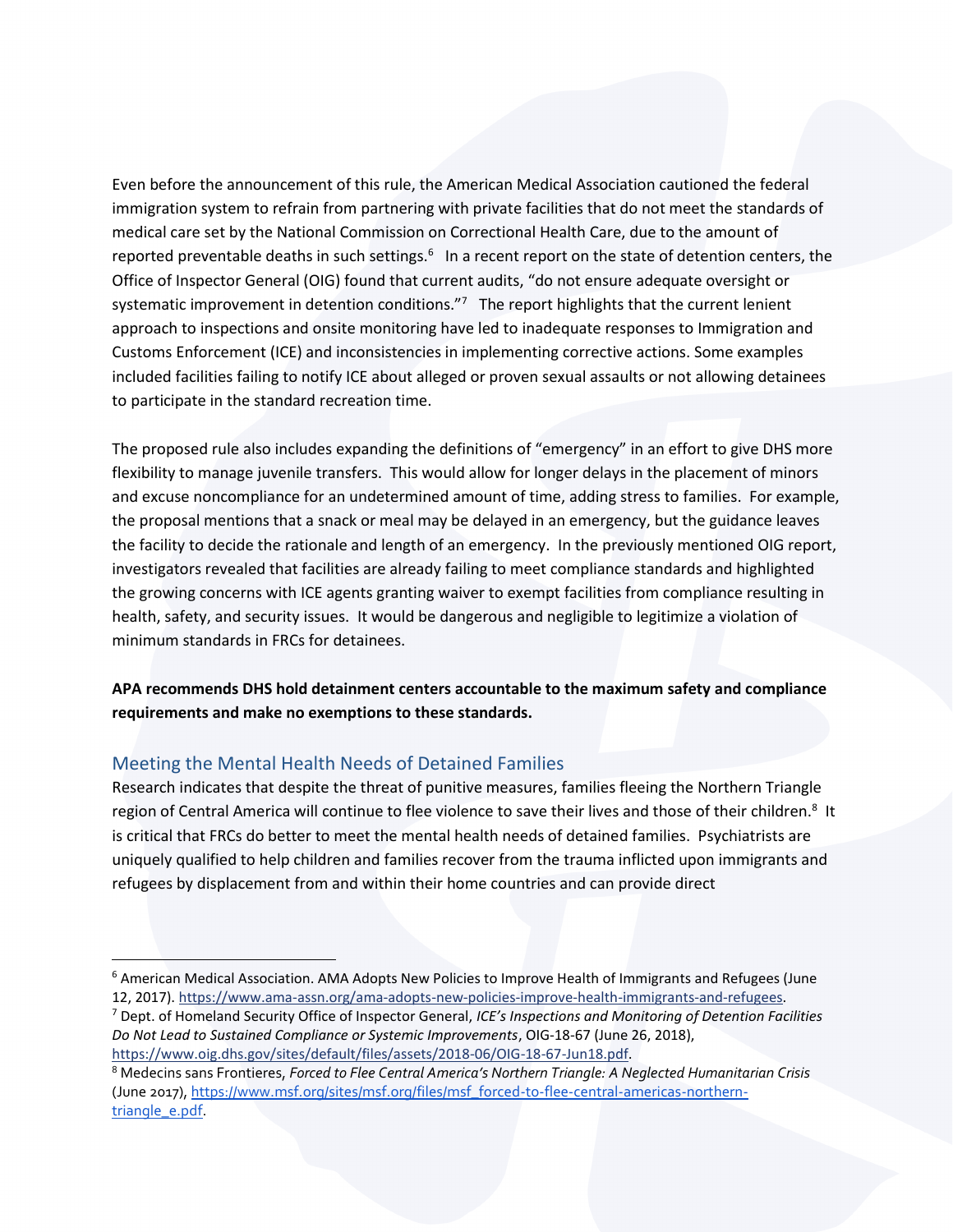Even before the announcement of this rule, the American Medical Association cautioned the federal immigration system to refrain from partnering with private facilities that do not meet the standards of medical care set by the National Commission on Correctional Health Care, due to the amount of reported preventable deaths in such settings.[6] In a recent report on the state of detention centers, the Office of Inspector General (OIG) found that current audits, "do not ensure adequate oversight or systematic improvement in detention conditions."[7] The report highlights that the current lenient approach to inspections and onsite monitoring have led to inadequate responses to Immigration and Customs Enforcement (ICE) and inconsistencies in implementing corrective actions. Some examples included facilities failing to notify ICE about alleged or proven sexual assaults or not allowing detainees to participate in the standard recreation time.

The proposed rule also includes expanding the definitions of "emergency" in an effort to give DHS more flexibility to manage juvenile transfers. This would allow for longer delays in the placement of minors and excuse noncompliance for an undetermined amount of time, adding stress to families. For example, the proposal mentions that a snack or meal may be delayed in an emergency, but the guidance leaves the facility to decide the rationale and length of an emergency. In the previously mentioned OIG report, investigators revealed that facilities are already failing to meet compliance standards and highlighted the growing concerns with ICE agents granting waiver to exempt facilities from compliance resulting in health, safety, and security issues. It would be dangerous and negligible to legitimize a violation of minimum standards in FRCs for detainees.

**APA recommends DHS hold detainment centers accountable to the maximum safety and compliance requirements and make no exemptions to these standards.**

## Meeting the Mental Health Needs of Detained Families

Research indicates that despite the threat of punitive measures, families fleeing the Northern Triangle region of Central America will continue to flee violence to save their lives and those of their children.[8] It is critical that FRCs do better to meet the mental health needs of detained families. Psychiatrists are uniquely qualified to help children and families recover from the trauma inflicted upon immigrants and refugees by displacement from and within their home countries and can provide direct

---

[6] American Medical Association. AMA Adopts New Policies to Improve Health of Immigrants and Refugees (June 12, 2017). https://www.ama-assn.org/ama-adopts-new-policies-improve-health-immigrants-and-refugees.

[7] Dept. of Homeland Security Office of Inspector General, *ICE's Inspections and Monitoring of Detention Facilities Do Not Lead to Sustained Compliance or Systemic Improvements*, OIG-18-67 (June 26, 2018), https://www.oig.dhs.gov/sites/default/files/assets/2018-06/OIG-18-67-Jun18.pdf.

[8] Medecins sans Frontieres, *Forced to Flee Central America's Northern Triangle: A Neglected Humanitarian Crisis* (June 2017), https://www.msf.org/sites/msf.org/files/msf_forced-to-flee-central-americas-northern-triangle_e.pdf.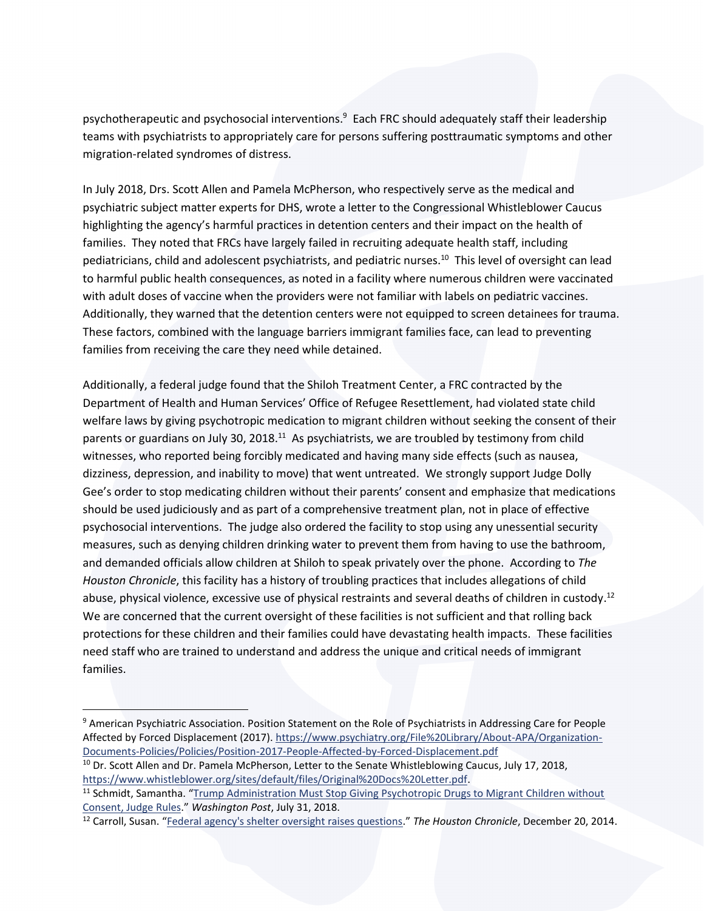psychotherapeutic and psychosocial interventions.[9] Each FRC should adequately staff their leadership teams with psychiatrists to appropriately care for persons suffering posttraumatic symptoms and other migration-related syndromes of distress.

In July 2018, Drs. Scott Allen and Pamela McPherson, who respectively serve as the medical and psychiatric subject matter experts for DHS, wrote a letter to the Congressional Whistleblower Caucus highlighting the agency's harmful practices in detention centers and their impact on the health of families. They noted that FRCs have largely failed in recruiting adequate health staff, including pediatricians, child and adolescent psychiatrists, and pediatric nurses.[10] This level of oversight can lead to harmful public health consequences, as noted in a facility where numerous children were vaccinated with adult doses of vaccine when the providers were not familiar with labels on pediatric vaccines. Additionally, they warned that the detention centers were not equipped to screen detainees for trauma. These factors, combined with the language barriers immigrant families face, can lead to preventing families from receiving the care they need while detained.

Additionally, a federal judge found that the Shiloh Treatment Center, a FRC contracted by the Department of Health and Human Services' Office of Refugee Resettlement, had violated state child welfare laws by giving psychotropic medication to migrant children without seeking the consent of their parents or guardians on July 30, 2018.[11] As psychiatrists, we are troubled by testimony from child witnesses, who reported being forcibly medicated and having many side effects (such as nausea, dizziness, depression, and inability to move) that went untreated. We strongly support Judge Dolly Gee's order to stop medicating children without their parents' consent and emphasize that medications should be used judiciously and as part of a comprehensive treatment plan, not in place of effective psychosocial interventions. The judge also ordered the facility to stop using any unessential security measures, such as denying children drinking water to prevent them from having to use the bathroom, and demanded officials allow children at Shiloh to speak privately over the phone. According to *The Houston Chronicle*, this facility has a history of troubling practices that includes allegations of child abuse, physical violence, excessive use of physical restraints and several deaths of children in custody.[12] We are concerned that the current oversight of these facilities is not sufficient and that rolling back protections for these children and their families could have devastating health impacts. These facilities need staff who are trained to understand and address the unique and critical needs of immigrant families.

---

[9] American Psychiatric Association. Position Statement on the Role of Psychiatrists in Addressing Care for People Affected by Forced Displacement (2017). https://www.psychiatry.org/File%20Library/About-APA/Organization-Documents-Policies/Policies/Position-2017-People-Affected-by-Forced-Displacement.pdf

[10] Dr. Scott Allen and Dr. Pamela McPherson, Letter to the Senate Whistleblowing Caucus, July 17, 2018, https://www.whistleblower.org/sites/default/files/Original%20Docs%20Letter.pdf.

[11] Schmidt, Samantha. "Trump Administration Must Stop Giving Psychotropic Drugs to Migrant Children without Consent, Judge Rules." *Washington Post*, July 31, 2018.

[12] Carroll, Susan. "Federal agency's shelter oversight raises questions." *The Houston Chronicle*, December 20, 2014.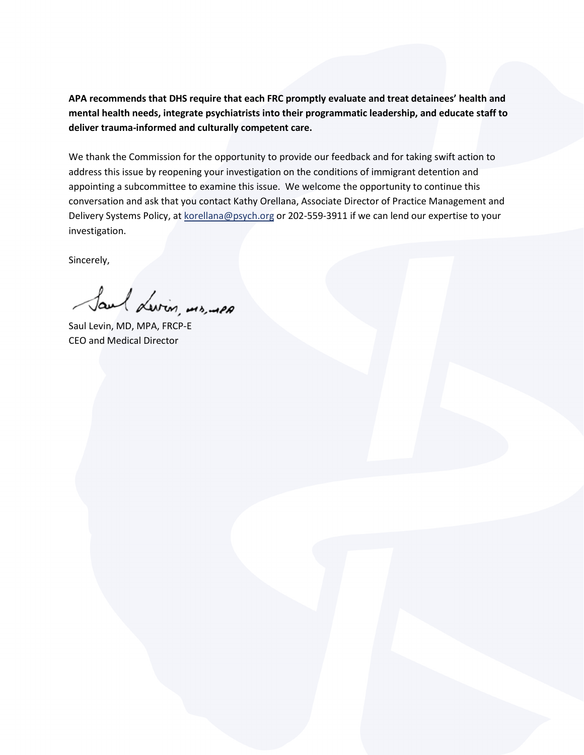**APA recommends that DHS require that each FRC promptly evaluate and treat detainees' health and mental health needs, integrate psychiatrists into their programmatic leadership, and educate staff to deliver trauma-informed and culturally competent care.**

We thank the Commission for the opportunity to provide our feedback and for taking swift action to address this issue by reopening your investigation on the conditions of immigrant detention and appointing a subcommittee to examine this issue. We welcome the opportunity to continue this conversation and ask that you contact Kathy Orellana, Associate Director of Practice Management and Delivery Systems Policy, at korellana@psych.org or 202-559-3911 if we can lend our expertise to your investigation.

Sincerely,

Saul Levin, MD, MPA, FRCP-E
CEO and Medical Director